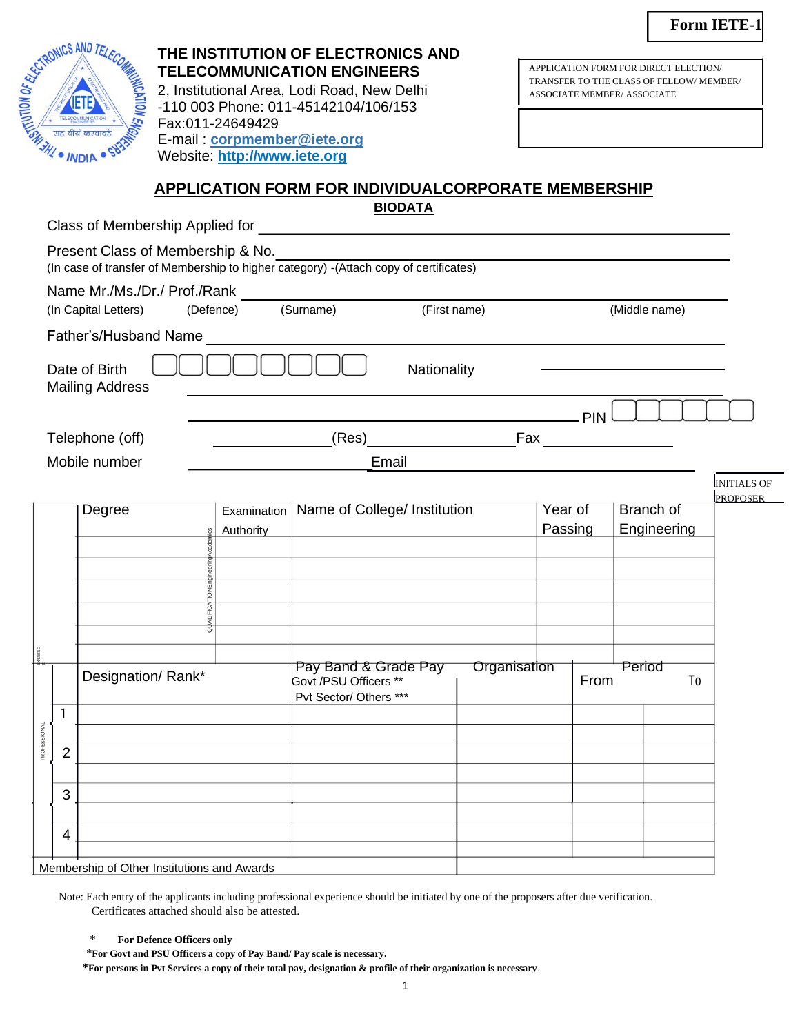**Form IETE-1**

**THE INSTITUTION OF ELECTRONICS AND TELECOMMUNICATION ENGINEERS**
2, Institutional Area, Lodi Road, New Delhi -110 003 Phone: 011-45142104/106/153
Fax:011-24649429
E-mail : **corpmember@iete.org**
Website: **http://www.iete.org**

APPLICATION FORM FOR DIRECT ELECTION/ TRANSFER TO THE CLASS OF FELLOW/ MEMBER/ ASSOCIATE MEMBER/ ASSOCIATE

## APPLICATION FORM FOR INDIVIDUALCORPORATE MEMBERSHIP

### BIODATA

Class of Membership Applied for ____________________

Present Class of Membership & No.____________________
(In case of transfer of Membership to higher category) -(Attach copy of certificates)

Name Mr./Ms./Dr./ Prof./Rank ____________________
(In Capital Letters) (Defence) (Surname) (First name) (Middle name)

Father's/Husband Name ____________________

Date of Birth ☐☐☐☐☐☐☐☐ Nationality ____________________

Mailing Address ____________________

____________________ PIN ☐☐☐☐☐☐

Telephone (off) __________ (Res)__________ Fax __________

Mobile number __________ Email __________

INITIALS OF PROPOSER

| QUALIFICATION Engineering Academics | Degree | Examination Authority | Name of College/ Institution | Year of Passing | Branch of Engineering |
|---|---|---|---|---|---|
| | | | | | |
| | | | | | |
| | | | | | |
| | | | | | |
| | | | | | |

| PROFESSIONAL | Designation/ Rank* | Pay Band & Grade Pay Govt /PSU Officers ** Pvt Sector/ Others *** | Organisation | Period From | To |
|---|---|---|---|---|---|
| 1 | | | | | |
| 2 | | | | | |
| 3 | | | | | |
| 4 | | | | | |

Membership of Other Institutions and Awards

Note: Each entry of the applicants including professional experience should be initiated by one of the proposers after due verification.
Certificates attached should also be attested.

\* **For Defence Officers only**

**\*For Govt and PSU Officers a copy of Pay Band/ Pay scale is necessary.**

**\*For persons in Pvt Services a copy of their total pay, designation & profile of their organization is necessary**.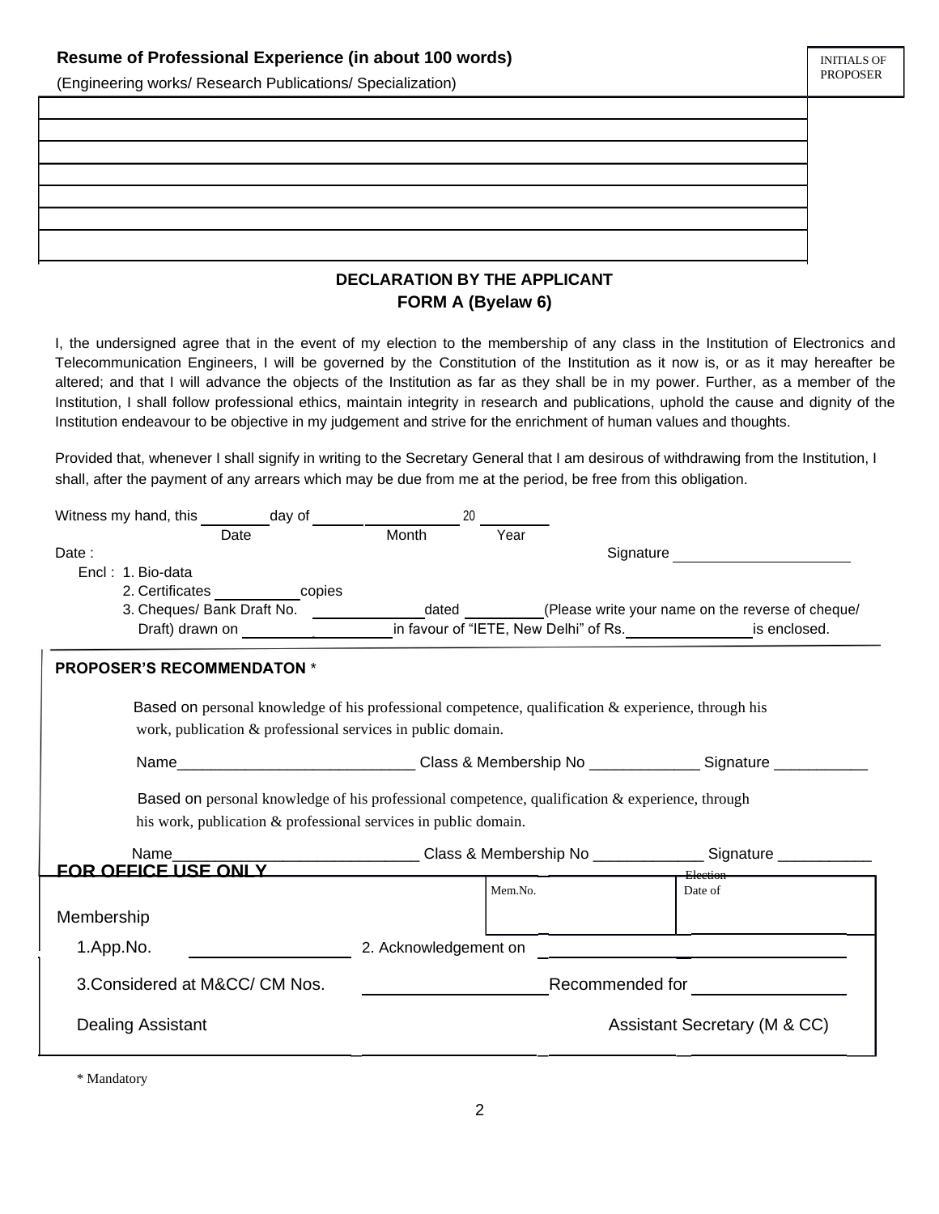**Resume of Professional Experience (in about 100 words)**

(Engineering works/ Research Publications/ Specialization)

INITIALS OF PROPOSER

| |
|---|
| |
| |
| |
| |
| |
| |
| |

## DECLARATION BY THE APPLICANT

### FORM A (Byelaw 6)

I, the undersigned agree that in the event of my election to the membership of any class in the Institution of Electronics and Telecommunication Engineers, I will be governed by the Constitution of the Institution as it now is, or as it may hereafter be altered; and that I will advance the objects of the Institution as far as they shall be in my power. Further, as a member of the Institution, I shall follow professional ethics, maintain integrity in research and publications, uphold the cause and dignity of the Institution endeavour to be objective in my judgement and strive for the enrichment of human values and thoughts.

Provided that, whenever I shall signify in writing to the Secretary General that I am desirous of withdrawing from the Institution, I shall, after the payment of any arrears which may be due from me at the period, be free from this obligation.

Witness my hand, this ________ day of ________________ 20 ________
Date                                                Month                    Year

Date :                                                                                                  Signature ____________________

Encl : 1. Bio-data
2. Certificates __________ copies
3. Cheques/ Bank Draft No. ____________ dated __________ (Please write your name on the reverse of cheque/ Draft) drawn on ____________________ in favour of "IETE, New Delhi" of Rs. ______________ is enclosed.

**PROPOSER'S RECOMMENDATON** *

Based on personal knowledge of his professional competence, qualification & experience, through his work, publication & professional services in public domain.

Name____________________________ Class & Membership No _____________ Signature ___________

Based on personal knowledge of his professional competence, qualification & experience, through his work, publication & professional services in public domain.

Name____________________________ Class & Membership No _____________ Signature ___________

**FOR OFFICE USE ONLY**

| Membership | | Mem.No. | Date of Election |
|---|---|---|---|
| 1.App.No. ____________ | 2. Acknowledgement on | | |
| 3.Considered at M&CC/ CM Nos. | | Recommended for | |
| Dealing Assistant | | | Assistant Secretary (M & CC) |

\* Mandatory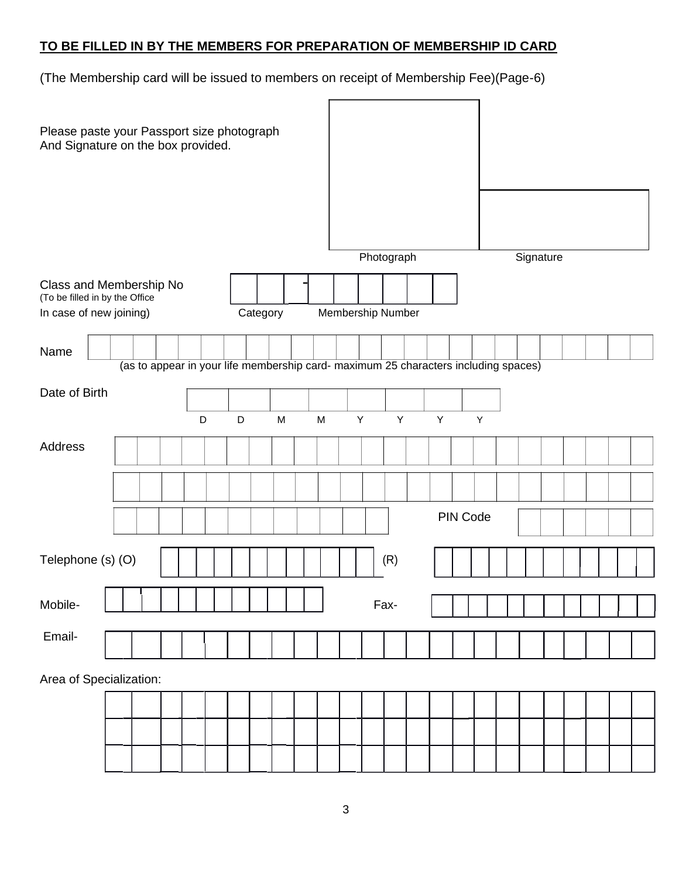**TO BE FILLED IN BY THE MEMBERS FOR PREPARATION OF MEMBERSHIP ID CARD**

(The Membership card will be issued to members on receipt of Membership Fee)(Page-6)

Please paste your Passport size photograph
And Signature on the box provided.

| Photograph | Signature |
|---|---|
| | |

Class and Membership No
(To be filled in by the Office
In case of new joining)

| Category | | | | Membership Number | | | | | |
|---|---|---|---|---|---|---|---|---|---|
| | | | - | | | | | | |

Name

| | | | | | | | | | | | | | | | | | | | | | | | | |
|---|---|---|---|---|---|---|---|---|---|---|---|---|---|---|---|---|---|---|---|---|---|---|---|---|
| | | | | | | | | | | | | | | | | | | | | | | | | |

(as to appear in your life membership card- maximum 25 characters including spaces)

Date of Birth

| D | D | M | M | Y | Y | Y | Y |
|---|---|---|---|---|---|---|---|
| | | | | | | | |

Address

| | | | | | | | | | | | | | | | | | | | | | | | |
|---|---|---|---|---|---|---|---|---|---|---|---|---|---|---|---|---|---|---|---|---|---|---|---|
| | | | | | | | | | | | | | | | | | | | | | | | |
| | | | | | | | | | | | | | | | | | | | | | | | |
| | | | | | | | | | | | | | | | | | | | | | | | |

PIN Code

| | | | | | |
|---|---|---|---|---|---|
| | | | | | |

Telephone (s) (O) ____________ (R) ____________

Mobile- ____________ Fax- ____________

Email- ____________

Area of Specialization:

| | | | | | | | | | | | | | | | | | | | | | | | | |
|---|---|---|---|---|---|---|---|---|---|---|---|---|---|---|---|---|---|---|---|---|---|---|---|---|
| | | | | | | | | | | | | | | | | | | | | | | | | |
| | | | | | | | | | | | | | | | | | | | | | | | | |
| | | | | | | | | | | | | | | | | | | | | | | | | |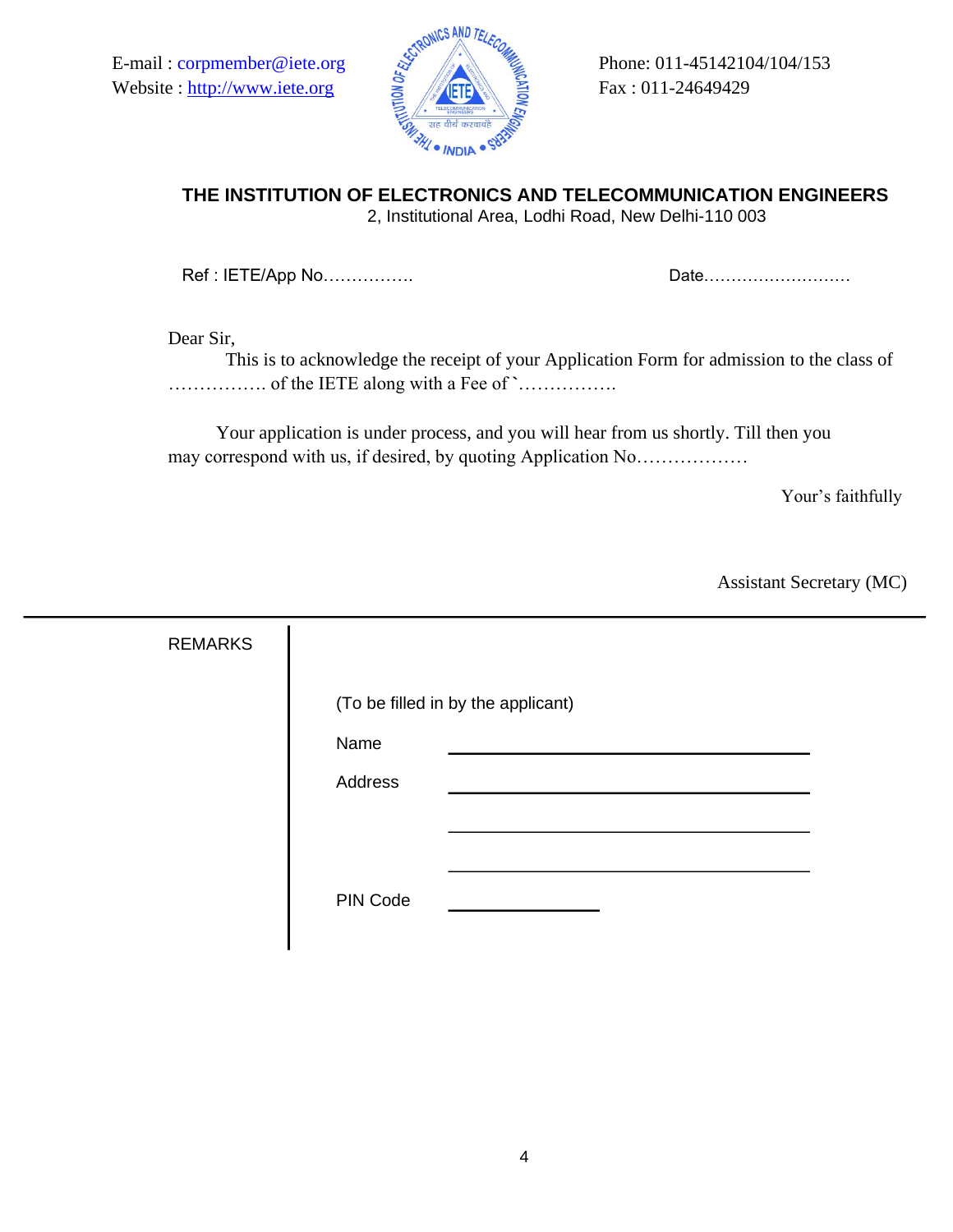E-mail : corpmember@iete.org
Website : http://www.iete.org

Phone: 011-45142104/104/153
Fax : 011-24649429

## THE INSTITUTION OF ELECTRONICS AND TELECOMMUNICATION ENGINEERS

2, Institutional Area, Lodhi Road, New Delhi-110 003

Ref : IETE/App No…………….                                        Date………………………

Dear Sir,

This is to acknowledge the receipt of your Application Form for admission to the class of ……………. of the IETE along with a Fee of `…………….

Your application is under process, and you will hear from us shortly. Till then you may correspond with us, if desired, by quoting Application No………………

Your's faithfully

Assistant Secretary (MC)

---

REMARKS

(To be filled in by the applicant)

Name ______________________________

Address ______________________________

______________________________

______________________________

PIN Code ____________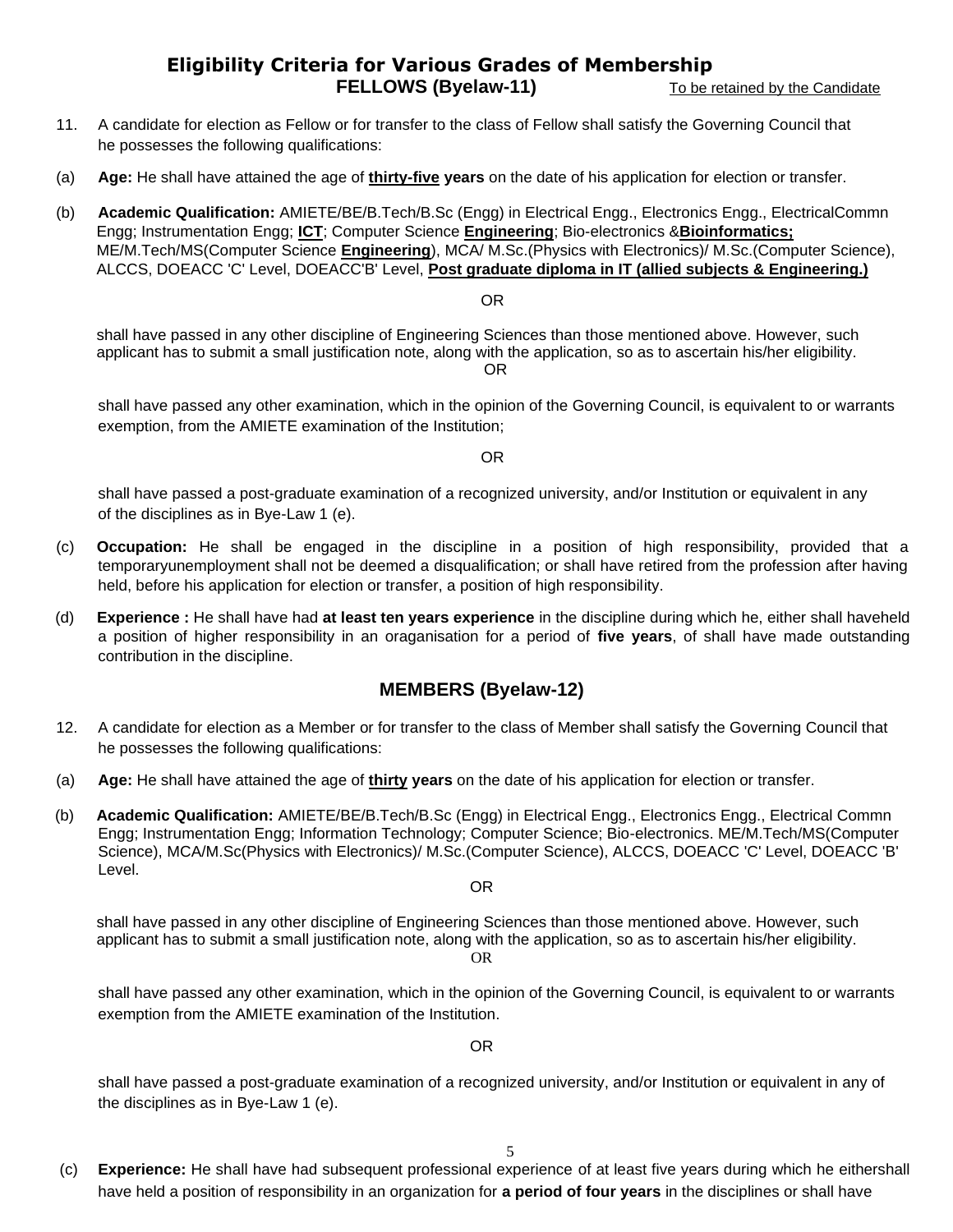# Eligibility Criteria for Various Grades of Membership

## FELLOWS (Byelaw-11)

To be retained by the Candidate

11. A candidate for election as Fellow or for transfer to the class of Fellow shall satisfy the Governing Council that he possesses the following qualifications:

(a) **Age:** He shall have attained the age of **thirty-five years** on the date of his application for election or transfer.

(b) **Academic Qualification:** AMIETE/BE/B.Tech/B.Sc (Engg) in Electrical Engg., Electronics Engg., ElectricalCommn Engg; Instrumentation Engg; **ICT**; Computer Science **Engineering**; Bio-electronics &**Bioinformatics;** ME/M.Tech/MS(Computer Science **Engineering**), MCA/ M.Sc.(Physics with Electronics)/ M.Sc.(Computer Science), ALCCS, DOEACC 'C' Level, DOEACC'B' Level, **Post graduate diploma in IT (allied subjects & Engineering.)**

OR

shall have passed in any other discipline of Engineering Sciences than those mentioned above. However, such applicant has to submit a small justification note, along with the application, so as to ascertain his/her eligibility.

OR

shall have passed any other examination, which in the opinion of the Governing Council, is equivalent to or warrants exemption, from the AMIETE examination of the Institution;

OR

shall have passed a post-graduate examination of a recognized university, and/or Institution or equivalent in any of the disciplines as in Bye-Law 1 (e).

(c) **Occupation:** He shall be engaged in the discipline in a position of high responsibility, provided that a temporaryunemployment shall not be deemed a disqualification; or shall have retired from the profession after having held, before his application for election or transfer, a position of high responsibility.

(d) **Experience :** He shall have had **at least ten years experience** in the discipline during which he, either shall haveheld a position of higher responsibility in an oraganisation for a period of **five years**, of shall have made outstanding contribution in the discipline.

## MEMBERS (Byelaw-12)

12. A candidate for election as a Member or for transfer to the class of Member shall satisfy the Governing Council that he possesses the following qualifications:

(a) **Age:** He shall have attained the age of **thirty years** on the date of his application for election or transfer.

(b) **Academic Qualification:** AMIETE/BE/B.Tech/B.Sc (Engg) in Electrical Engg., Electronics Engg., Electrical Commn Engg; Instrumentation Engg; Information Technology; Computer Science; Bio-electronics. ME/M.Tech/MS(Computer Science), MCA/M.Sc(Physics with Electronics)/ M.Sc.(Computer Science), ALCCS, DOEACC 'C' Level, DOEACC 'B' Level.

OR

shall have passed in any other discipline of Engineering Sciences than those mentioned above. However, such applicant has to submit a small justification note, along with the application, so as to ascertain his/her eligibility.

OR

shall have passed any other examination, which in the opinion of the Governing Council, is equivalent to or warrants exemption from the AMIETE examination of the Institution.

OR

shall have passed a post-graduate examination of a recognized university, and/or Institution or equivalent in any of the disciplines as in Bye-Law 1 (e).

(c) **Experience:** He shall have had subsequent professional experience of at least five years during which he eithershall have held a position of responsibility in an organization for **a period of four years** in the disciplines or shall have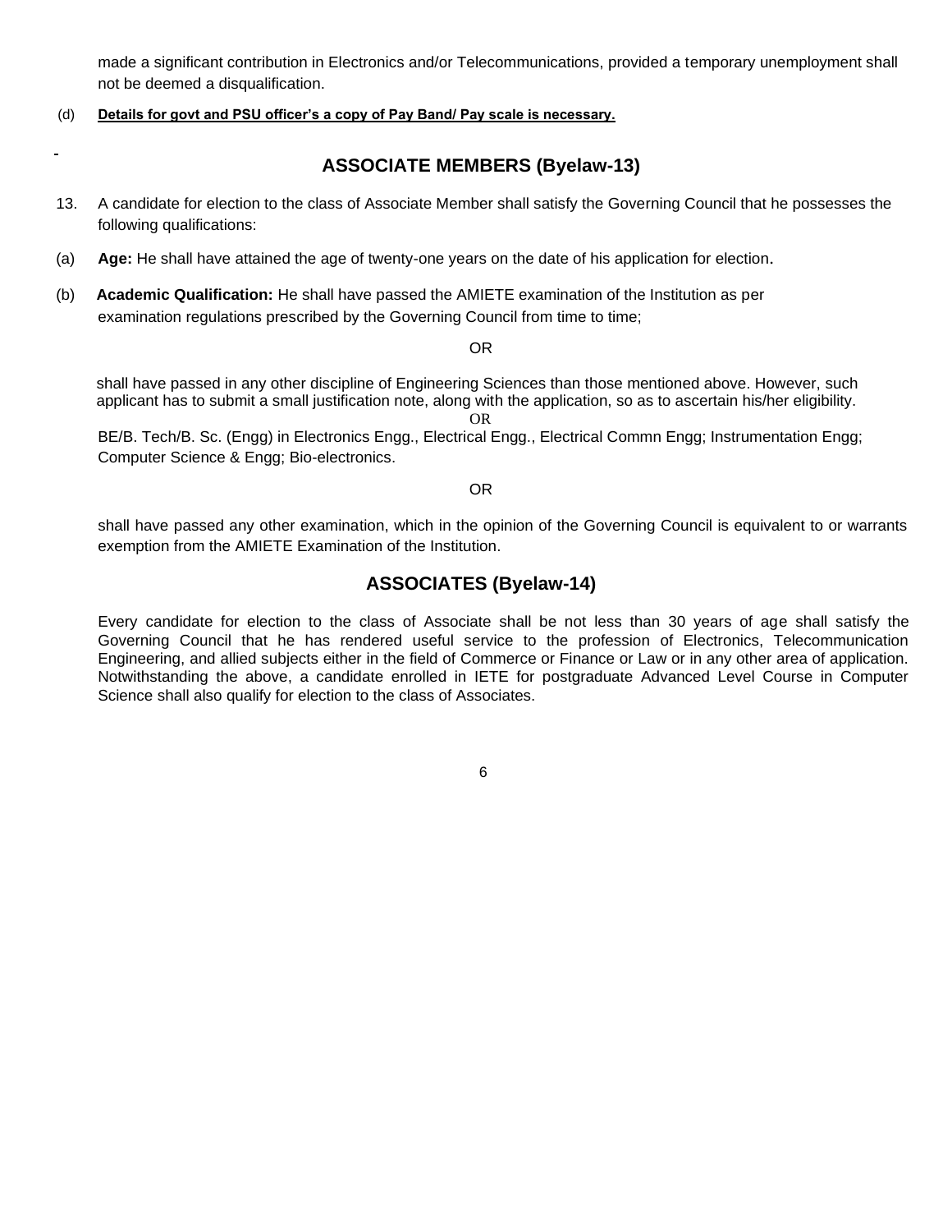made a significant contribution in Electronics and/or Telecommunications, provided a temporary unemployment shall not be deemed a disqualification.

(d) **Details for govt and PSU officer's a copy of Pay Band/ Pay scale is necessary.**

## ASSOCIATE MEMBERS (Byelaw-13)

13. A candidate for election to the class of Associate Member shall satisfy the Governing Council that he possesses the following qualifications:

(a) **Age:** He shall have attained the age of twenty-one years on the date of his application for election.

(b) **Academic Qualification:** He shall have passed the AMIETE examination of the Institution as per examination regulations prescribed by the Governing Council from time to time;

OR

shall have passed in any other discipline of Engineering Sciences than those mentioned above. However, such applicant has to submit a small justification note, along with the application, so as to ascertain his/her eligibility.

OR

BE/B. Tech/B. Sc. (Engg) in Electronics Engg., Electrical Engg., Electrical Commn Engg; Instrumentation Engg; Computer Science & Engg; Bio-electronics.

OR

shall have passed any other examination, which in the opinion of the Governing Council is equivalent to or warrants exemption from the AMIETE Examination of the Institution.

## ASSOCIATES (Byelaw-14)

Every candidate for election to the class of Associate shall be not less than 30 years of age shall satisfy the Governing Council that he has rendered useful service to the profession of Electronics, Telecommunication Engineering, and allied subjects either in the field of Commerce or Finance or Law or in any other area of application. Notwithstanding the above, a candidate enrolled in IETE for postgraduate Advanced Level Course in Computer Science shall also qualify for election to the class of Associates.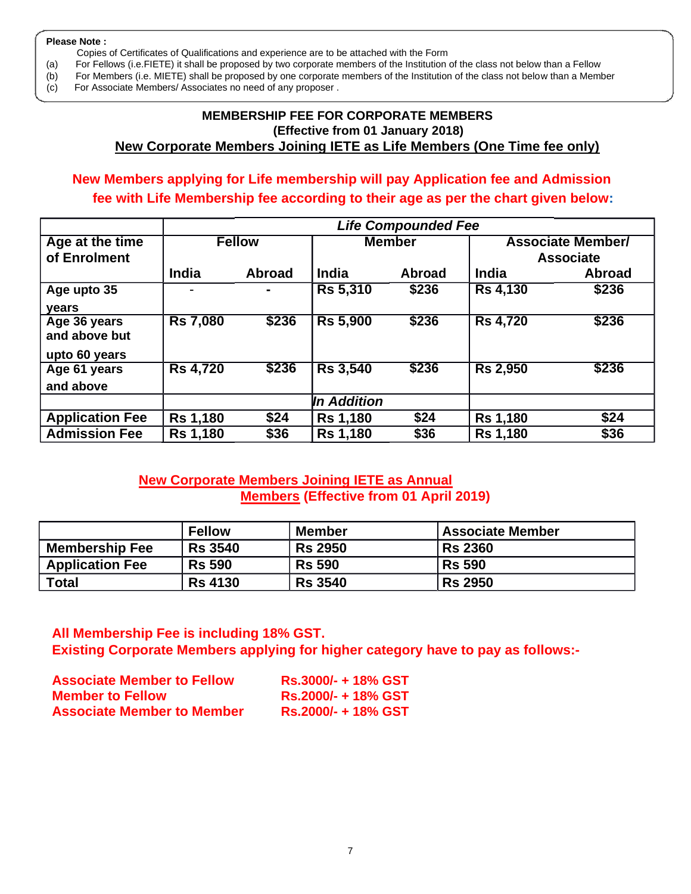**Please Note :**

Copies of Certificates of Qualifications and experience are to be attached with the Form

(a) For Fellows (i.e.FIETE) it shall be proposed by two corporate members of the Institution of the class not below than a Fellow

(b) For Members (i.e. MIETE) shall be proposed by one corporate members of the Institution of the class not below than a Member

(c) For Associate Members/ Associates no need of any proposer .

## MEMBERSHIP FEE FOR CORPORATE MEMBERS
**(Effective from 01 January 2018)**

**New Corporate Members Joining IETE as Life Members (One Time fee only)**

**New Members applying for Life membership will pay Application fee and Admission fee with Life Membership fee according to their age as per the chart given below:**

| | *Life Compounded Fee* | | | | | |
|---|---|---|---|---|---|---|
| Age at the time of Enrolment | Fellow | | Member | | Associate Member/ Associate | |
| | India | Abroad | India | Abroad | India | Abroad |
| Age upto 35 years | - | - | Rs 5,310 | $236 | Rs 4,130 | $236 |
| Age 36 years and above but upto 60 years | Rs 7,080 | $236 | Rs 5,900 | $236 | Rs 4,720 | $236 |
| Age 61 years and above | Rs 4,720 | $236 | Rs 3,540 | $236 | Rs 2,950 | $236 |
| | | | *In Addition* | | | |
| Application Fee | Rs 1,180 | $24 | Rs 1,180 | $24 | Rs 1,180 | $24 |
| Admission Fee | Rs 1,180 | $36 | Rs 1,180 | $36 | Rs 1,180 | $36 |

**New Corporate Members Joining IETE as Annual Members (Effective from 01 April 2019)**

| | Fellow | Member | Associate Member |
|---|---|---|---|
| Membership Fee | Rs 3540 | Rs 2950 | Rs 2360 |
| Application Fee | Rs 590 | Rs 590 | Rs 590 |
| Total | Rs 4130 | Rs 3540 | Rs 2950 |

**All Membership Fee is including 18% GST.**
**Existing Corporate Members applying for higher category have to pay as follows:-**

| | |
|---|---|
| **Associate Member to Fellow** | **Rs.3000/- + 18% GST** |
| **Member to Fellow** | **Rs.2000/- + 18% GST** |
| **Associate Member to Member** | **Rs.2000/- + 18% GST** |